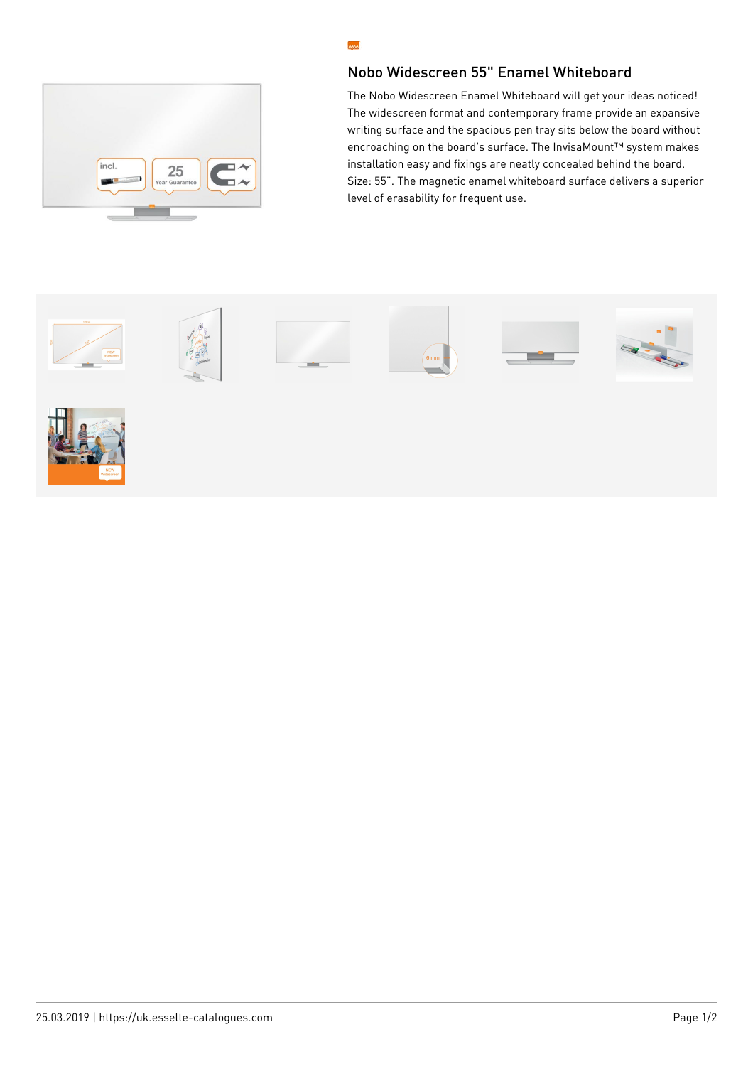# Nobo Widescreen 55" Enamel Whiteboard

The Nobo Widescreen Enamel Whiteboard will get your ideas noticed! The widescreen format and contemporary frame provide an expansive writing surface and the spacious pen tray sits below the board without encroaching on the board's surface. The InvisaMount™ system makes installation easy and fixings are neatly concealed behind the board. Size: 55". The magnetic enamel whiteboard surface delivers a superior level of erasability for frequent use.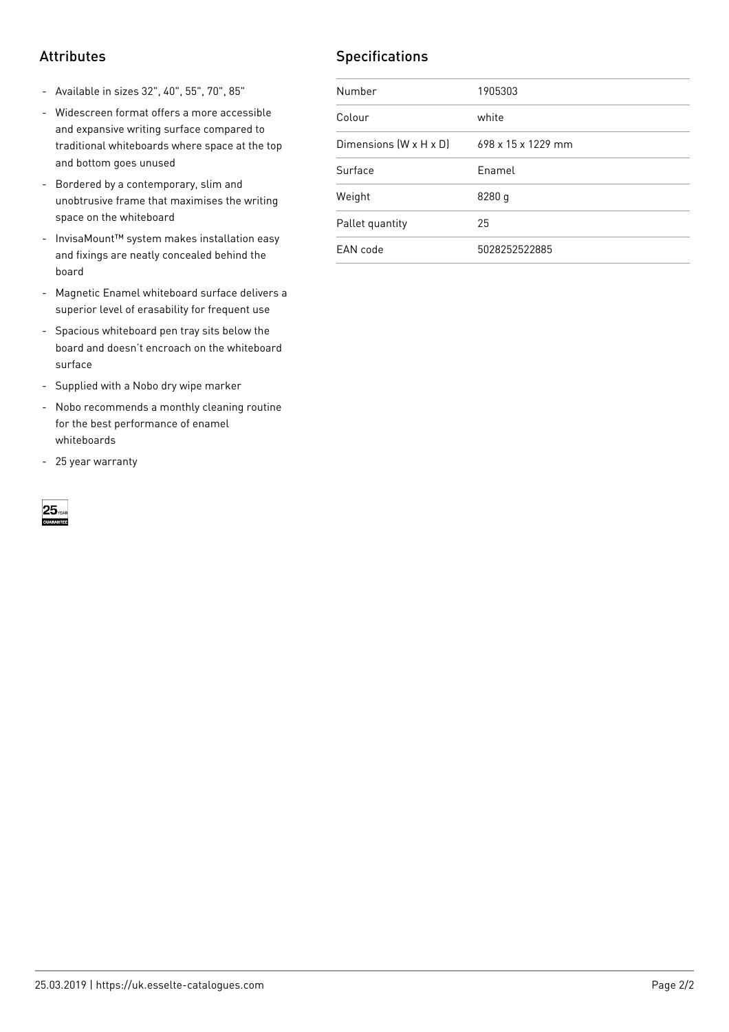## Attributes

- Available in sizes 32", 40", 55", 70", 85"
- Widescreen format offers a more accessible and expansive writing surface compared to traditional whiteboards where space at the top and bottom goes unused
- Bordered by a contemporary, slim and unobtrusive frame that maximises the writing space on the whiteboard
- InvisaMount™ system makes installation easy and fixings are neatly concealed behind the board
- Magnetic Enamel whiteboard surface delivers a superior level of erasability for frequent use
- Spacious whiteboard pen tray sits below the board and doesn't encroach on the whiteboard surface
- Supplied with a Nobo dry wipe marker
- Nobo recommends a monthly cleaning routine for the best performance of enamel whiteboards
- 25 year warranty

25 YEAR GUARANTEE

## Specifications

| | |
|---|---|
| Number | 1905303 |
| Colour | white |
| Dimensions (W x H x D) | 698 x 15 x 1229 mm |
| Surface | Enamel |
| Weight | 8280 g |
| Pallet quantity | 25 |
| EAN code | 5028252522885 |